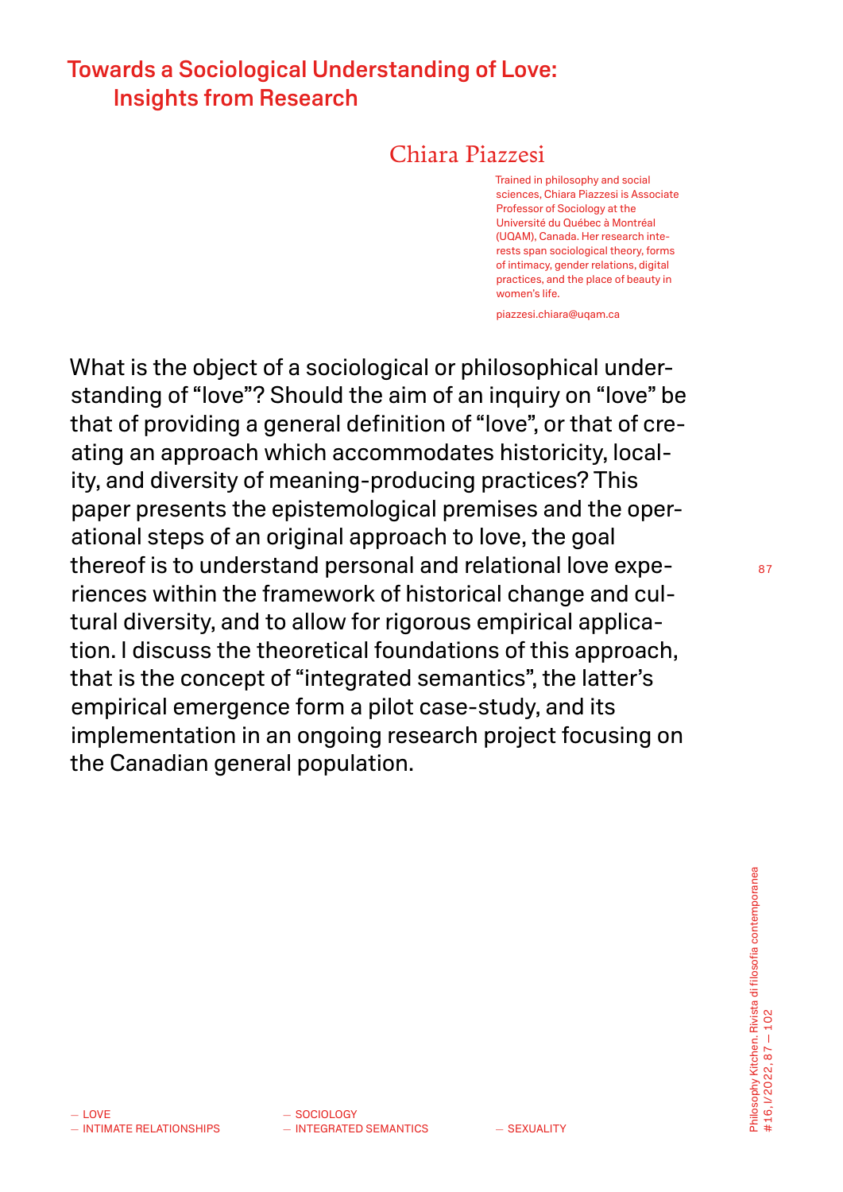# Towards a Sociological Understanding of Love: Insights from Research

## Chiara Piazzesi

Trained in philosophy and social sciences, Chiara Piazzesi is Associate Professor of Sociology at the Université du Québec à Montréal (UQAM), Canada. Her research interests span sociological theory, forms of intimacy, gender relations, digital practices, and the place of beauty in women's life.

piazzesi.chiara@uqam.ca

What is the object of a sociological or philosophical understanding of "love"? Should the aim of an inquiry on "love" be that of providing a general definition of "love", or that of creating an approach which accommodates historicity, locality, and diversity of meaning-producing practices? This paper presents the epistemological premises and the operational steps of an original approach to love, the goal thereof is to understand personal and relational love experiences within the framework of historical change and cultural diversity, and to allow for rigorous empirical application. I discuss the theoretical foundations of this approach, that is the concept of "integrated semantics", the latter's empirical emergence form a pilot case-study, and its implementation in an ongoing research project focusing on the Canadian general population.

— LOVE
— INTIMATE RELATIONSHIPS
— SOCIOLOGY
— INTEGRATED SEMANTICS
— SEXUALITY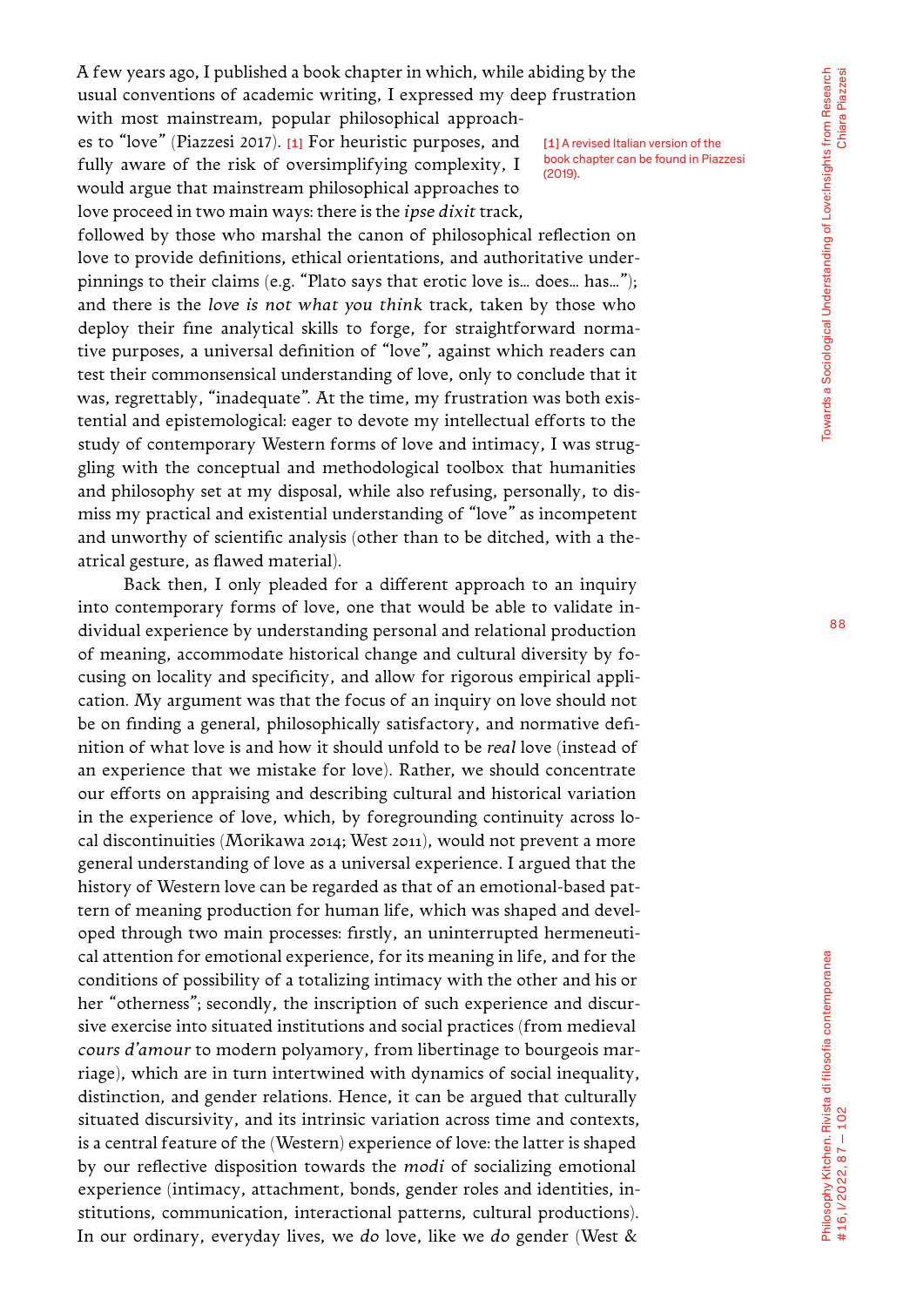A few years ago, I published a book chapter in which, while abiding by the usual conventions of academic writing, I expressed my deep frustration with most mainstream, popular philosophical approaches to "love" (Piazzesi 2017). [1] For heuristic purposes, and fully aware of the risk of oversimplifying complexity, I would argue that mainstream philosophical approaches to love proceed in two main ways: there is the *ipse dixit* track, followed by those who marshal the canon of philosophical reflection on love to provide definitions, ethical orientations, and authoritative underpinnings to their claims (e.g. "Plato says that erotic love is… does… has…"); and there is the *love is not what you think* track, taken by those who deploy their fine analytical skills to forge, for straightforward normative purposes, a universal definition of "love", against which readers can test their commonsensical understanding of love, only to conclude that it was, regrettably, "inadequate". At the time, my frustration was both existential and epistemological: eager to devote my intellectual efforts to the study of contemporary Western forms of love and intimacy, I was struggling with the conceptual and methodological toolbox that humanities and philosophy set at my disposal, while also refusing, personally, to dismiss my practical and existential understanding of "love" as incompetent and unworthy of scientific analysis (other than to be ditched, with a theatrical gesture, as flawed material).

[1] A revised Italian version of the book chapter can be found in Piazzesi (2019).

Back then, I only pleaded for a different approach to an inquiry into contemporary forms of love, one that would be able to validate individual experience by understanding personal and relational production of meaning, accommodate historical change and cultural diversity by focusing on locality and specificity, and allow for rigorous empirical application. My argument was that the focus of an inquiry on love should not be on finding a general, philosophically satisfactory, and normative definition of what love is and how it should unfold to be *real* love (instead of an experience that we mistake for love). Rather, we should concentrate our efforts on appraising and describing cultural and historical variation in the experience of love, which, by foregrounding continuity across local discontinuities (Morikawa 2014; West 2011), would not prevent a more general understanding of love as a universal experience. I argued that the history of Western love can be regarded as that of an emotional-based pattern of meaning production for human life, which was shaped and developed through two main processes: firstly, an uninterrupted hermeneutical attention for emotional experience, for its meaning in life, and for the conditions of possibility of a totalizing intimacy with the other and his or her "otherness"; secondly, the inscription of such experience and discursive exercise into situated institutions and social practices (from medieval *cours d'amour* to modern polyamory, from libertinage to bourgeois marriage), which are in turn intertwined with dynamics of social inequality, distinction, and gender relations. Hence, it can be argued that culturally situated discursivity, and its intrinsic variation across time and contexts, is a central feature of the (Western) experience of love: the latter is shaped by our reflective disposition towards the *modi* of socializing emotional experience (intimacy, attachment, bonds, gender roles and identities, institutions, communication, interactional patterns, cultural productions). In our ordinary, everyday lives, we *do* love, like we *do* gender (West &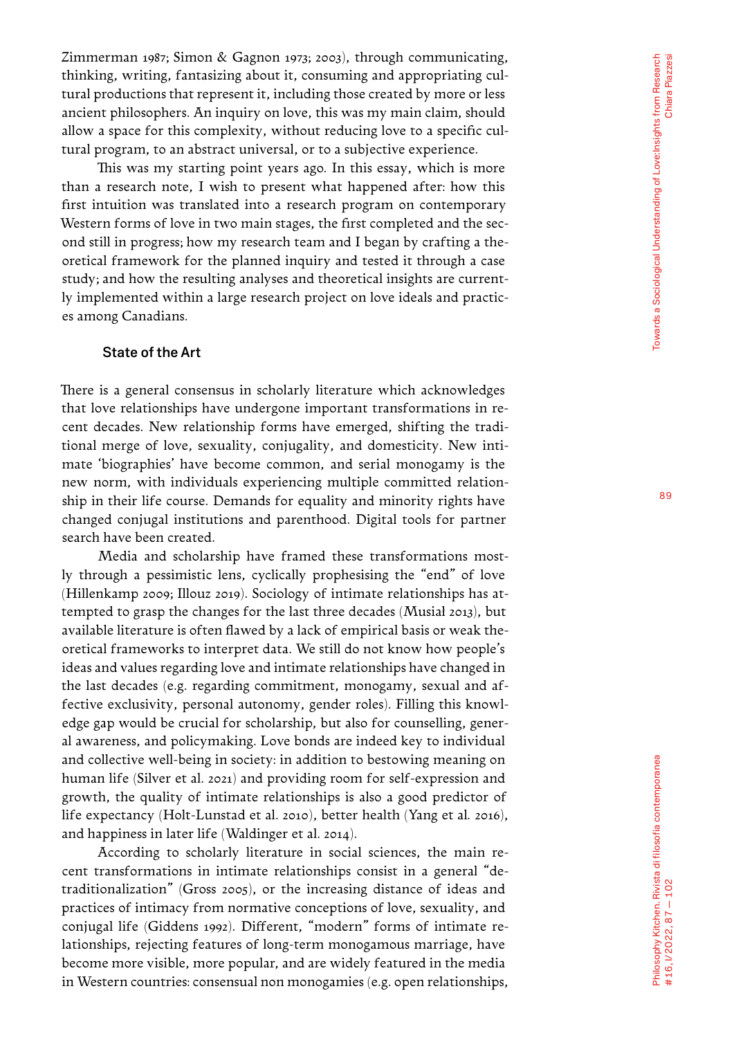Zimmerman 1987; Simon & Gagnon 1973; 2003), through communicating, thinking, writing, fantasizing about it, consuming and appropriating cultural productions that represent it, including those created by more or less ancient philosophers. An inquiry on love, this was my main claim, should allow a space for this complexity, without reducing love to a specific cultural program, to an abstract universal, or to a subjective experience.

This was my starting point years ago. In this essay, which is more than a research note, I wish to present what happened after: how this first intuition was translated into a research program on contemporary Western forms of love in two main stages, the first completed and the second still in progress; how my research team and I began by crafting a theoretical framework for the planned inquiry and tested it through a case study; and how the resulting analyses and theoretical insights are currently implemented within a large research project on love ideals and practices among Canadians.

## State of the Art

There is a general consensus in scholarly literature which acknowledges that love relationships have undergone important transformations in recent decades. New relationship forms have emerged, shifting the traditional merge of love, sexuality, conjugality, and domesticity. New intimate 'biographies' have become common, and serial monogamy is the new norm, with individuals experiencing multiple committed relationship in their life course. Demands for equality and minority rights have changed conjugal institutions and parenthood. Digital tools for partner search have been created.

Media and scholarship have framed these transformations mostly through a pessimistic lens, cyclically prophesising the "end" of love (Hillenkamp 2009; Illouz 2019). Sociology of intimate relationships has attempted to grasp the changes for the last three decades (Musial 2013), but available literature is often flawed by a lack of empirical basis or weak theoretical frameworks to interpret data. We still do not know how people's ideas and values regarding love and intimate relationships have changed in the last decades (e.g. regarding commitment, monogamy, sexual and affective exclusivity, personal autonomy, gender roles). Filling this knowledge gap would be crucial for scholarship, but also for counselling, general awareness, and policymaking. Love bonds are indeed key to individual and collective well-being in society: in addition to bestowing meaning on human life (Silver et al. 2021) and providing room for self-expression and growth, the quality of intimate relationships is also a good predictor of life expectancy (Holt-Lunstad et al. 2010), better health (Yang et al. 2016), and happiness in later life (Waldinger et al. 2014).

According to scholarly literature in social sciences, the main recent transformations in intimate relationships consist in a general "detraditionalization" (Gross 2005), or the increasing distance of ideas and practices of intimacy from normative conceptions of love, sexuality, and conjugal life (Giddens 1992). Different, "modern" forms of intimate relationships, rejecting features of long-term monogamous marriage, have become more visible, more popular, and are widely featured in the media in Western countries: consensual non monogamies (e.g. open relationships,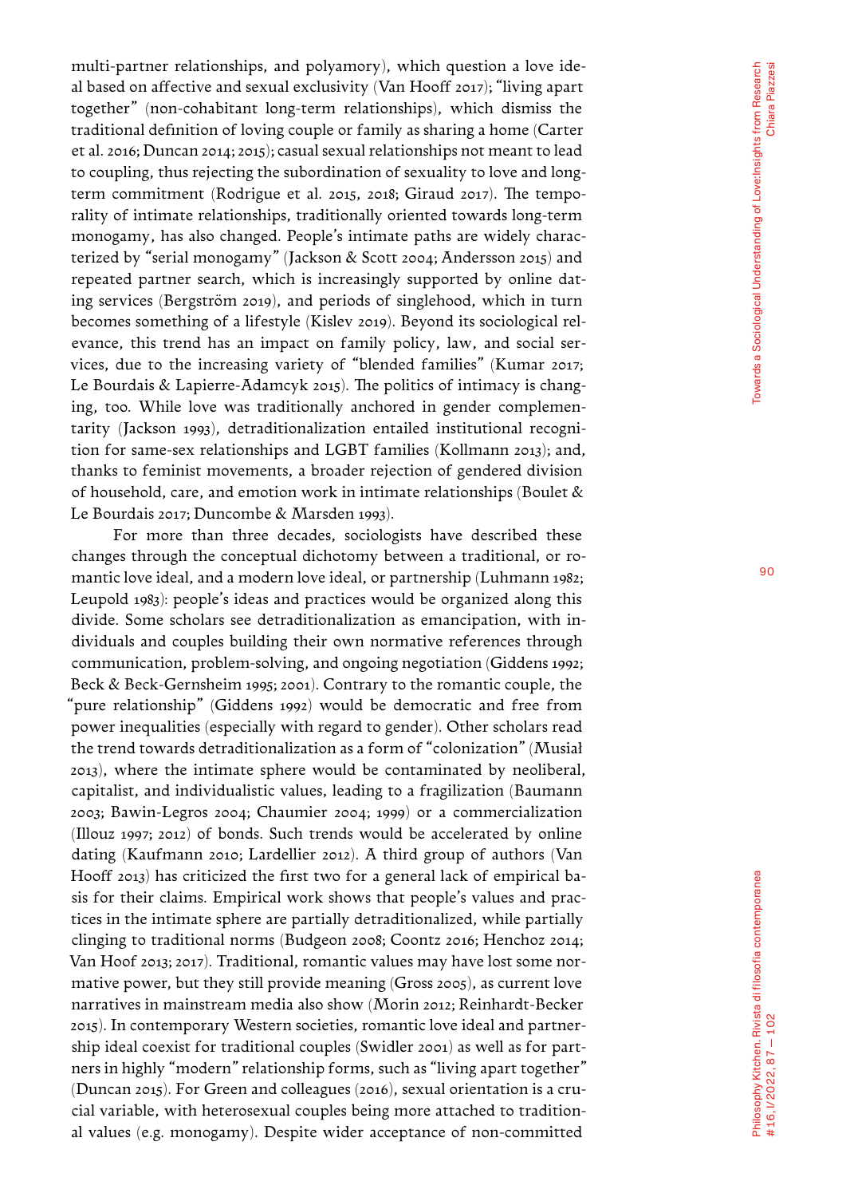multi-partner relationships, and polyamory), which question a love ideal based on affective and sexual exclusivity (Van Hooff 2017); "living apart together" (non-cohabitant long-term relationships), which dismiss the traditional definition of loving couple or family as sharing a home (Carter et al. 2016; Duncan 2014; 2015); casual sexual relationships not meant to lead to coupling, thus rejecting the subordination of sexuality to love and long-term commitment (Rodrigue et al. 2015, 2018; Giraud 2017). The temporality of intimate relationships, traditionally oriented towards long-term monogamy, has also changed. People's intimate paths are widely characterized by "serial monogamy" (Jackson & Scott 2004; Andersson 2015) and repeated partner search, which is increasingly supported by online dating services (Bergström 2019), and periods of singlehood, which in turn becomes something of a lifestyle (Kislev 2019). Beyond its sociological relevance, this trend has an impact on family policy, law, and social services, due to the increasing variety of "blended families" (Kumar 2017; Le Bourdais & Lapierre-Adamcyk 2015). The politics of intimacy is changing, too. While love was traditionally anchored in gender complementarity (Jackson 1993), detraditionalization entailed institutional recognition for same-sex relationships and LGBT families (Kollmann 2013); and, thanks to feminist movements, a broader rejection of gendered division of household, care, and emotion work in intimate relationships (Boulet & Le Bourdais 2017; Duncombe & Marsden 1993).

For more than three decades, sociologists have described these changes through the conceptual dichotomy between a traditional, or romantic love ideal, and a modern love ideal, or partnership (Luhmann 1982; Leupold 1983): people's ideas and practices would be organized along this divide. Some scholars see detraditionalization as emancipation, with individuals and couples building their own normative references through communication, problem-solving, and ongoing negotiation (Giddens 1992; Beck & Beck-Gernsheim 1995; 2001). Contrary to the romantic couple, the "pure relationship" (Giddens 1992) would be democratic and free from power inequalities (especially with regard to gender). Other scholars read the trend towards detraditionalization as a form of "colonization" (Musiał 2013), where the intimate sphere would be contaminated by neoliberal, capitalist, and individualistic values, leading to a fragilization (Baumann 2003; Bawin-Legros 2004; Chaumier 2004; 1999) or a commercialization (Illouz 1997; 2012) of bonds. Such trends would be accelerated by online dating (Kaufmann 2010; Lardellier 2012). A third group of authors (Van Hooff 2013) has criticized the first two for a general lack of empirical basis for their claims. Empirical work shows that people's values and practices in the intimate sphere are partially detraditionalized, while partially clinging to traditional norms (Budgeon 2008; Coontz 2016; Henchoz 2014; Van Hoof 2013; 2017). Traditional, romantic values may have lost some normative power, but they still provide meaning (Gross 2005), as current love narratives in mainstream media also show (Morin 2012; Reinhardt-Becker 2015). In contemporary Western societies, romantic love ideal and partnership ideal coexist for traditional couples (Swidler 2001) as well as for partners in highly "modern" relationship forms, such as "living apart together" (Duncan 2015). For Green and colleagues (2016), sexual orientation is a crucial variable, with heterosexual couples being more attached to traditional values (e.g. monogamy). Despite wider acceptance of non-committed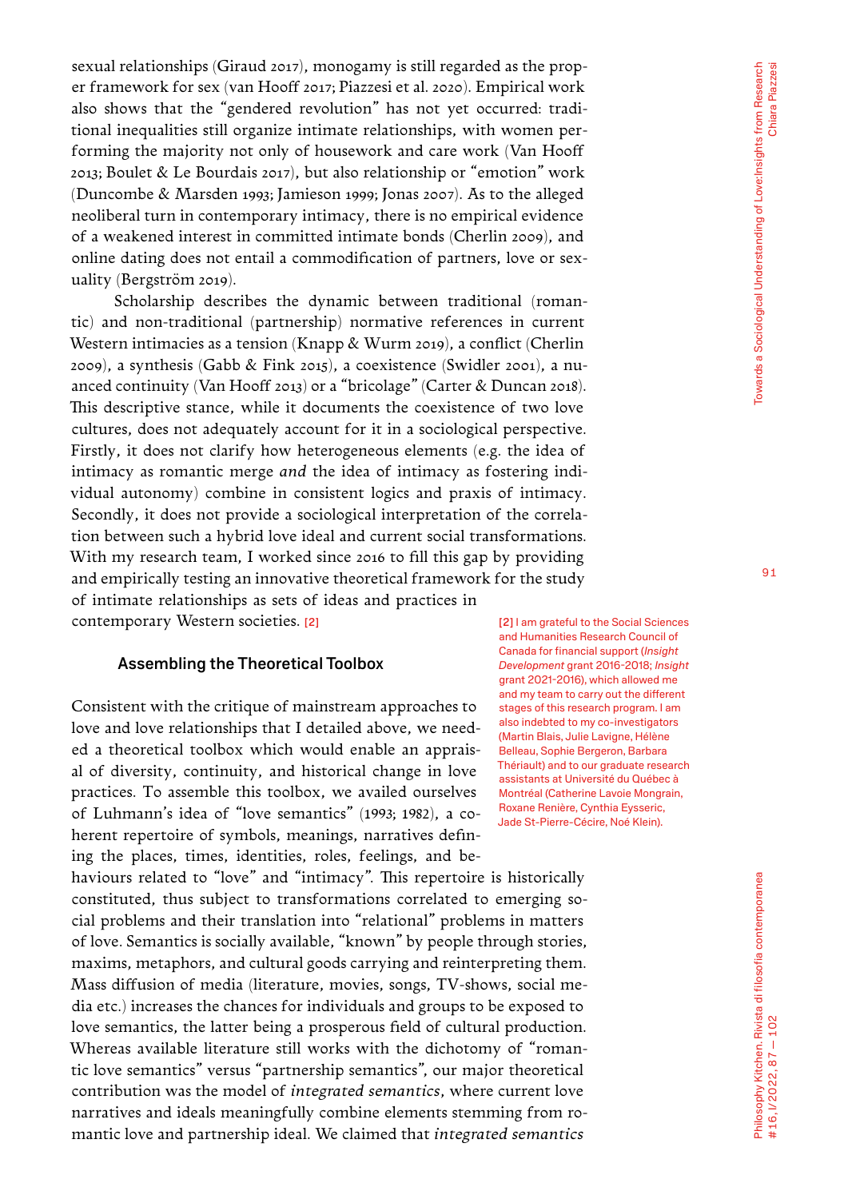sexual relationships (Giraud 2017), monogamy is still regarded as the proper framework for sex (van Hooff 2017; Piazzesi et al. 2020). Empirical work also shows that the "gendered revolution" has not yet occurred: traditional inequalities still organize intimate relationships, with women performing the majority not only of housework and care work (Van Hooff 2013; Boulet & Le Bourdais 2017), but also relationship or "emotion" work (Duncombe & Marsden 1993; Jamieson 1999; Jonas 2007). As to the alleged neoliberal turn in contemporary intimacy, there is no empirical evidence of a weakened interest in committed intimate bonds (Cherlin 2009), and online dating does not entail a commodification of partners, love or sexuality (Bergström 2019).

Scholarship describes the dynamic between traditional (romantic) and non-traditional (partnership) normative references in current Western intimacies as a tension (Knapp & Wurm 2019), a conflict (Cherlin 2009), a synthesis (Gabb & Fink 2015), a coexistence (Swidler 2001), a nuanced continuity (Van Hooff 2013) or a "bricolage" (Carter & Duncan 2018). This descriptive stance, while it documents the coexistence of two love cultures, does not adequately account for it in a sociological perspective. Firstly, it does not clarify how heterogeneous elements (e.g. the idea of intimacy as romantic merge *and* the idea of intimacy as fostering individual autonomy) combine in consistent logics and praxis of intimacy. Secondly, it does not provide a sociological interpretation of the correlation between such a hybrid love ideal and current social transformations. With my research team, I worked since 2016 to fill this gap by providing and empirically testing an innovative theoretical framework for the study of intimate relationships as sets of ideas and practices in contemporary Western societies. [2]

[2] I am grateful to the Social Sciences and Humanities Research Council of Canada for financial support (*Insight Development* grant 2016-2018; *Insight* grant 2021-2016), which allowed me and my team to carry out the different stages of this research program. I am also indebted to my co-investigators (Martin Blais, Julie Lavigne, Hélène Belleau, Sophie Bergeron, Barbara Thériault) and to our graduate research assistants at Université du Québec à Montréal (Catherine Lavoie Mongrain, Roxane Renière, Cynthia Eysseric, Jade St-Pierre-Cécire, Noé Klein).

### Assembling the Theoretical Toolbox

Consistent with the critique of mainstream approaches to love and love relationships that I detailed above, we needed a theoretical toolbox which would enable an appraisal of diversity, continuity, and historical change in love practices. To assemble this toolbox, we availed ourselves of Luhmann's idea of "love semantics" (1993; 1982), a coherent repertoire of symbols, meanings, narratives defining the places, times, identities, roles, feelings, and behaviours related to "love" and "intimacy". This repertoire is historically constituted, thus subject to transformations correlated to emerging social problems and their translation into "relational" problems in matters of love. Semantics is socially available, "known" by people through stories, maxims, metaphors, and cultural goods carrying and reinterpreting them. Mass diffusion of media (literature, movies, songs, TV-shows, social media etc.) increases the chances for individuals and groups to be exposed to love semantics, the latter being a prosperous field of cultural production. Whereas available literature still works with the dichotomy of "romantic love semantics" versus "partnership semantics", our major theoretical contribution was the model of *integrated semantics*, where current love narratives and ideals meaningfully combine elements stemming from romantic love and partnership ideal. We claimed that *integrated semantics*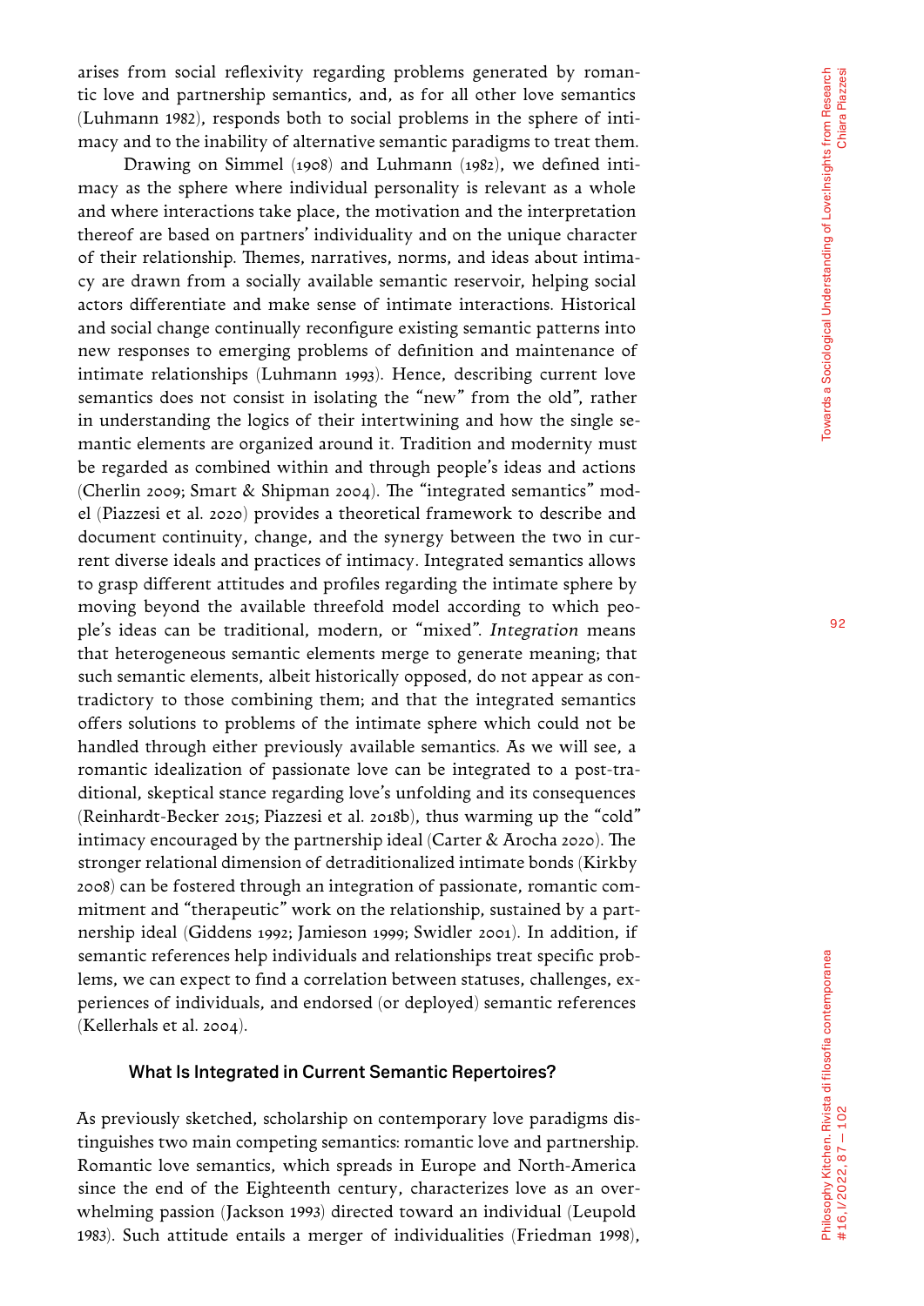arises from social reflexivity regarding problems generated by romantic love and partnership semantics, and, as for all other love semantics (Luhmann 1982), responds both to social problems in the sphere of intimacy and to the inability of alternative semantic paradigms to treat them.

Drawing on Simmel (1908) and Luhmann (1982), we defined intimacy as the sphere where individual personality is relevant as a whole and where interactions take place, the motivation and the interpretation thereof are based on partners' individuality and on the unique character of their relationship. Themes, narratives, norms, and ideas about intimacy are drawn from a socially available semantic reservoir, helping social actors differentiate and make sense of intimate interactions. Historical and social change continually reconfigure existing semantic patterns into new responses to emerging problems of definition and maintenance of intimate relationships (Luhmann 1993). Hence, describing current love semantics does not consist in isolating the "new" from the old", rather in understanding the logics of their intertwining and how the single semantic elements are organized around it. Tradition and modernity must be regarded as combined within and through people's ideas and actions (Cherlin 2009; Smart & Shipman 2004). The "integrated semantics" model (Piazzesi et al. 2020) provides a theoretical framework to describe and document continuity, change, and the synergy between the two in current diverse ideals and practices of intimacy. Integrated semantics allows to grasp different attitudes and profiles regarding the intimate sphere by moving beyond the available threefold model according to which people's ideas can be traditional, modern, or "mixed". *Integration* means that heterogeneous semantic elements merge to generate meaning; that such semantic elements, albeit historically opposed, do not appear as contradictory to those combining them; and that the integrated semantics offers solutions to problems of the intimate sphere which could not be handled through either previously available semantics. As we will see, a romantic idealization of passionate love can be integrated to a post-traditional, skeptical stance regarding love's unfolding and its consequences (Reinhardt-Becker 2015; Piazzesi et al. 2018b), thus warming up the "cold" intimacy encouraged by the partnership ideal (Carter & Arocha 2020). The stronger relational dimension of detraditionalized intimate bonds (Kirkby 2008) can be fostered through an integration of passionate, romantic commitment and "therapeutic" work on the relationship, sustained by a partnership ideal (Giddens 1992; Jamieson 1999; Swidler 2001). In addition, if semantic references help individuals and relationships treat specific problems, we can expect to find a correlation between statuses, challenges, experiences of individuals, and endorsed (or deployed) semantic references (Kellerhals et al. 2004).

### What Is Integrated in Current Semantic Repertoires?

As previously sketched, scholarship on contemporary love paradigms distinguishes two main competing semantics: romantic love and partnership. Romantic love semantics, which spreads in Europe and North-America since the end of the Eighteenth century, characterizes love as an overwhelming passion (Jackson 1993) directed toward an individual (Leupold 1983). Such attitude entails a merger of individualities (Friedman 1998),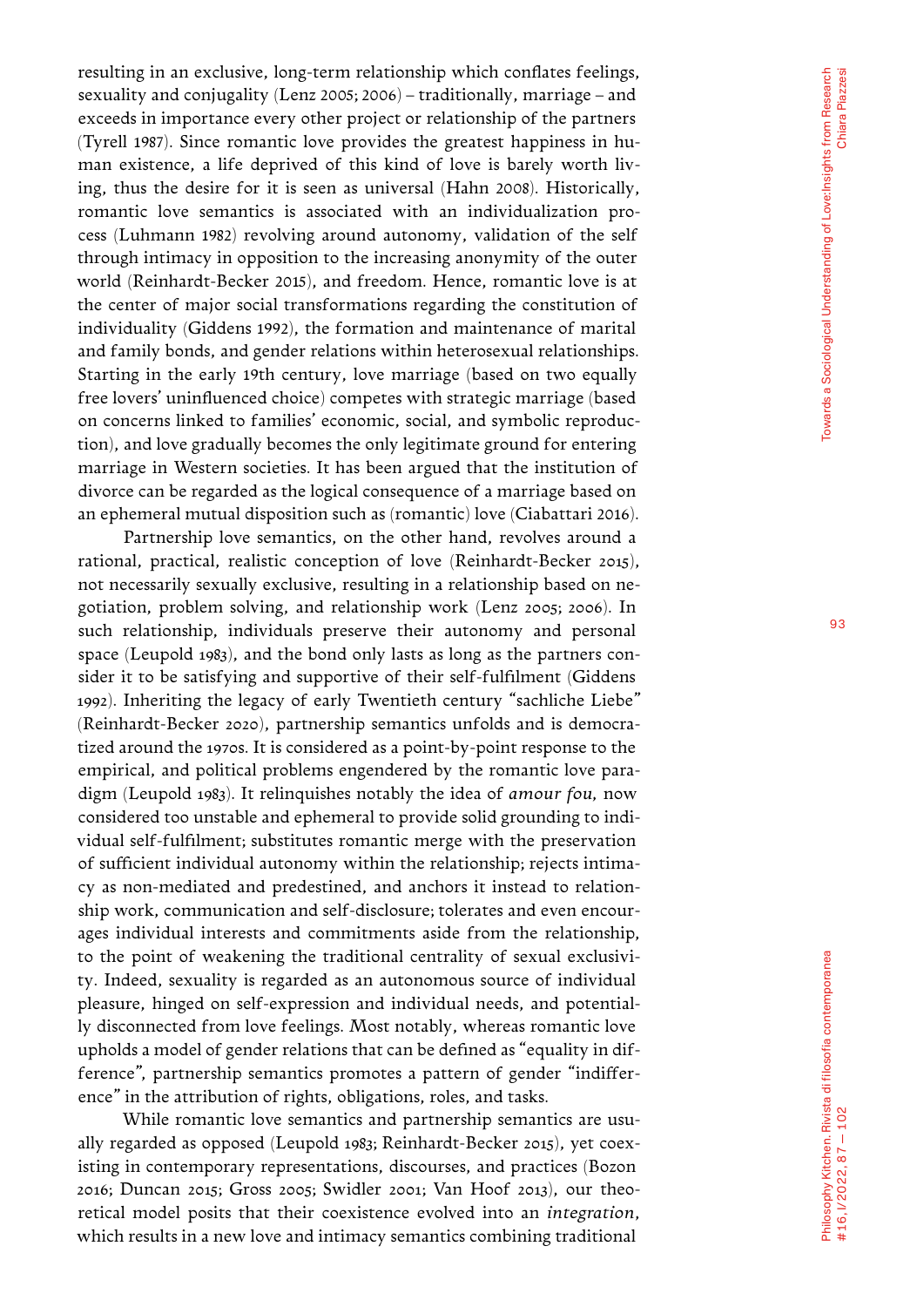resulting in an exclusive, long-term relationship which conflates feelings, sexuality and conjugality (Lenz 2005; 2006) – traditionally, marriage – and exceeds in importance every other project or relationship of the partners (Tyrell 1987). Since romantic love provides the greatest happiness in human existence, a life deprived of this kind of love is barely worth living, thus the desire for it is seen as universal (Hahn 2008). Historically, romantic love semantics is associated with an individualization process (Luhmann 1982) revolving around autonomy, validation of the self through intimacy in opposition to the increasing anonymity of the outer world (Reinhardt-Becker 2015), and freedom. Hence, romantic love is at the center of major social transformations regarding the constitution of individuality (Giddens 1992), the formation and maintenance of marital and family bonds, and gender relations within heterosexual relationships. Starting in the early 19th century, love marriage (based on two equally free lovers' uninfluenced choice) competes with strategic marriage (based on concerns linked to families' economic, social, and symbolic reproduction), and love gradually becomes the only legitimate ground for entering marriage in Western societies. It has been argued that the institution of divorce can be regarded as the logical consequence of a marriage based on an ephemeral mutual disposition such as (romantic) love (Ciabattari 2016).

Partnership love semantics, on the other hand, revolves around a rational, practical, realistic conception of love (Reinhardt-Becker 2015), not necessarily sexually exclusive, resulting in a relationship based on negotiation, problem solving, and relationship work (Lenz 2005; 2006). In such relationship, individuals preserve their autonomy and personal space (Leupold 1983), and the bond only lasts as long as the partners consider it to be satisfying and supportive of their self-fulfilment (Giddens 1992). Inheriting the legacy of early Twentieth century "sachliche Liebe" (Reinhardt-Becker 2020), partnership semantics unfolds and is democratized around the 1970s. It is considered as a point-by-point response to the empirical, and political problems engendered by the romantic love paradigm (Leupold 1983). It relinquishes notably the idea of *amour fou*, now considered too unstable and ephemeral to provide solid grounding to individual self-fulfilment; substitutes romantic merge with the preservation of sufficient individual autonomy within the relationship; rejects intimacy as non-mediated and predestined, and anchors it instead to relationship work, communication and self-disclosure; tolerates and even encourages individual interests and commitments aside from the relationship, to the point of weakening the traditional centrality of sexual exclusivity. Indeed, sexuality is regarded as an autonomous source of individual pleasure, hinged on self-expression and individual needs, and potentially disconnected from love feelings. Most notably, whereas romantic love upholds a model of gender relations that can be defined as "equality in difference", partnership semantics promotes a pattern of gender "indifference" in the attribution of rights, obligations, roles, and tasks.

While romantic love semantics and partnership semantics are usually regarded as opposed (Leupold 1983; Reinhardt-Becker 2015), yet coexisting in contemporary representations, discourses, and practices (Bozon 2016; Duncan 2015; Gross 2005; Swidler 2001; Van Hoof 2013), our theoretical model posits that their coexistence evolved into an *integration*, which results in a new love and intimacy semantics combining traditional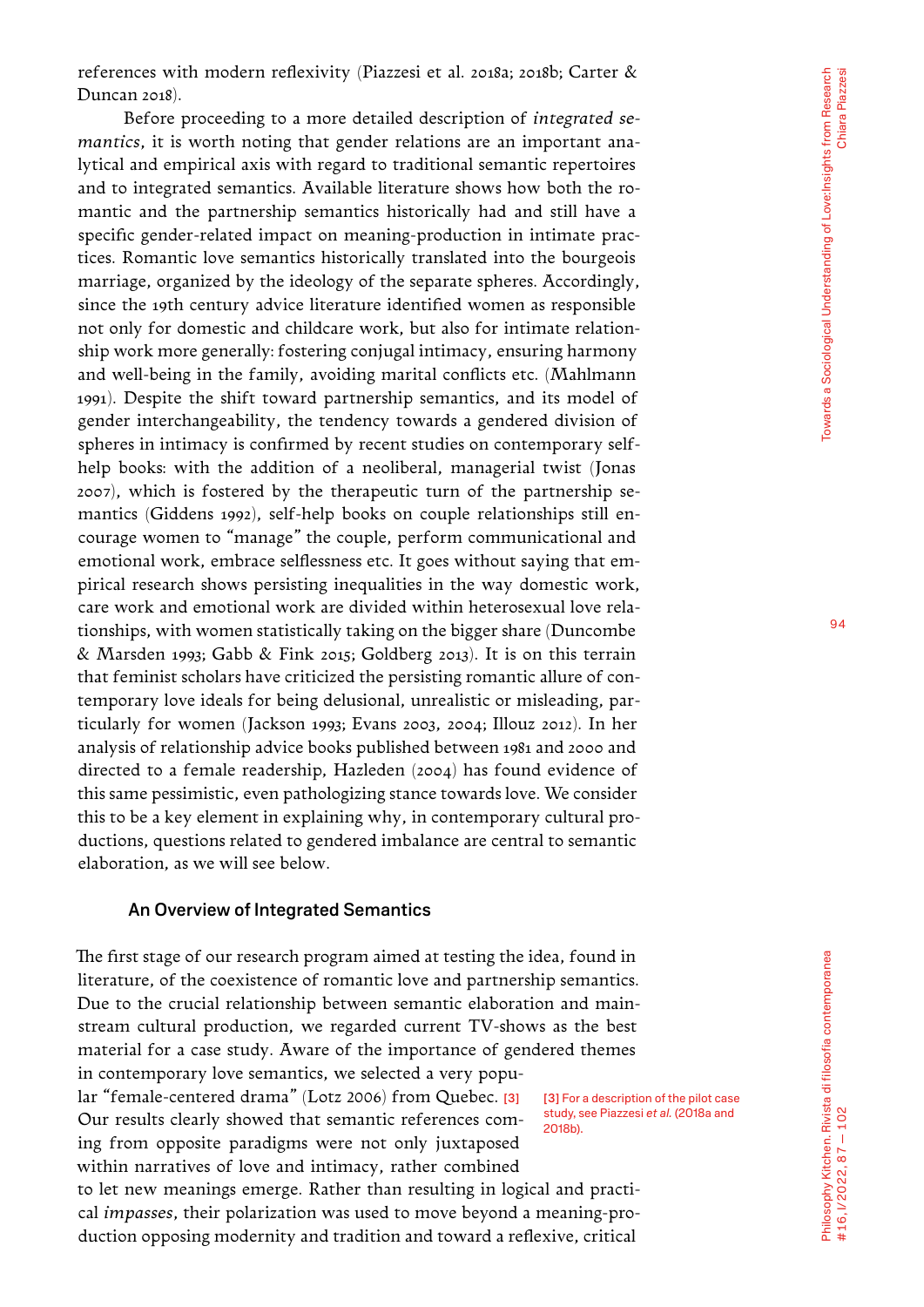references with modern reflexivity (Piazzesi et al. 2018a; 2018b; Carter & Duncan 2018).

Before proceeding to a more detailed description of *integrated semantics*, it is worth noting that gender relations are an important analytical and empirical axis with regard to traditional semantic repertoires and to integrated semantics. Available literature shows how both the romantic and the partnership semantics historically had and still have a specific gender-related impact on meaning-production in intimate practices. Romantic love semantics historically translated into the bourgeois marriage, organized by the ideology of the separate spheres. Accordingly, since the 19th century advice literature identified women as responsible not only for domestic and childcare work, but also for intimate relationship work more generally: fostering conjugal intimacy, ensuring harmony and well-being in the family, avoiding marital conflicts etc. (Mahlmann 1991). Despite the shift toward partnership semantics, and its model of gender interchangeability, the tendency towards a gendered division of spheres in intimacy is confirmed by recent studies on contemporary self-help books: with the addition of a neoliberal, managerial twist (Jonas 2007), which is fostered by the therapeutic turn of the partnership semantics (Giddens 1992), self-help books on couple relationships still encourage women to "manage" the couple, perform communicational and emotional work, embrace selflessness etc. It goes without saying that empirical research shows persisting inequalities in the way domestic work, care work and emotional work are divided within heterosexual love relationships, with women statistically taking on the bigger share (Duncombe & Marsden 1993; Gabb & Fink 2015; Goldberg 2013). It is on this terrain that feminist scholars have criticized the persisting romantic allure of contemporary love ideals for being delusional, unrealistic or misleading, particularly for women (Jackson 1993; Evans 2003, 2004; Illouz 2012). In her analysis of relationship advice books published between 1981 and 2000 and directed to a female readership, Hazleden (2004) has found evidence of this same pessimistic, even pathologizing stance towards love. We consider this to be a key element in explaining why, in contemporary cultural productions, questions related to gendered imbalance are central to semantic elaboration, as we will see below.

## An Overview of Integrated Semantics

The first stage of our research program aimed at testing the idea, found in literature, of the coexistence of romantic love and partnership semantics. Due to the crucial relationship between semantic elaboration and mainstream cultural production, we regarded current TV-shows as the best material for a case study. Aware of the importance of gendered themes in contemporary love semantics, we selected a very popular "female-centered drama" (Lotz 2006) from Quebec. [3] Our results clearly showed that semantic references coming from opposite paradigms were not only juxtaposed within narratives of love and intimacy, rather combined to let new meanings emerge. Rather than resulting in logical and practical *impasses*, their polarization was used to move beyond a meaning-production opposing modernity and tradition and toward a reflexive, critical

[3] For a description of the pilot case study, see Piazzesi *et al.* (2018a and 2018b).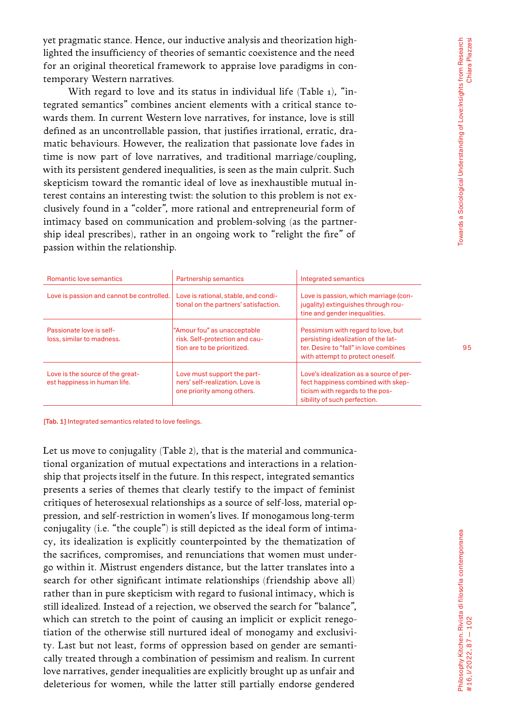yet pragmatic stance. Hence, our inductive analysis and theorization highlighted the insufficiency of theories of semantic coexistence and the need for an original theoretical framework to appraise love paradigms in contemporary Western narratives.

With regard to love and its status in individual life (Table 1), "integrated semantics" combines ancient elements with a critical stance towards them. In current Western love narratives, for instance, love is still defined as an uncontrollable passion, that justifies irrational, erratic, dramatic behaviours. However, the realization that passionate love fades in time is now part of love narratives, and traditional marriage/coupling, with its persistent gendered inequalities, is seen as the main culprit. Such skepticism toward the romantic ideal of love as inexhaustible mutual interest contains an interesting twist: the solution to this problem is not exclusively found in a "colder", more rational and entrepreneurial form of intimacy based on communication and problem-solving (as the partnership ideal prescribes), rather in an ongoing work to "relight the fire" of passion within the relationship.

| Romantic love semantics | Partnership semantics | Integrated semantics |
|---|---|---|
| Love is passion and cannot be controlled. | Love is rational, stable, and conditional on the partners' satisfaction. | Love is passion, which marriage (conjugality) extinguishes through routine and gender inequalities. |
| Passionate love is self-loss, similar to madness. | "Amour fou" as unacceptable risk. Self-protection and caution are to be prioritized. | Pessimism with regard to love, but persisting idealization of the latter. Desire to "fall" in love combines with attempt to protect oneself. |
| Love is the source of the greatest happiness in human life. | Love must support the partners' self-realization. Love is one priority among others. | Love's idealization as a source of perfect happiness combined with skepticism with regards to the possibility of such perfection. |

**[Tab. 1]** Integrated semantics related to love feelings.

Let us move to conjugality (Table 2), that is the material and communicational organization of mutual expectations and interactions in a relationship that projects itself in the future. In this respect, integrated semantics presents a series of themes that clearly testify to the impact of feminist critiques of heterosexual relationships as a source of self-loss, material oppression, and self-restriction in women's lives. If monogamous long-term conjugality (i.e. "the couple") is still depicted as the ideal form of intimacy, its idealization is explicitly counterpointed by the thematization of the sacrifices, compromises, and renunciations that women must undergo within it. Mistrust engenders distance, but the latter translates into a search for other significant intimate relationships (friendship above all) rather than in pure skepticism with regard to fusional intimacy, which is still idealized. Instead of a rejection, we observed the search for "balance", which can stretch to the point of causing an implicit or explicit renegotiation of the otherwise still nurtured ideal of monogamy and exclusivity. Last but not least, forms of oppression based on gender are semantically treated through a combination of pessimism and realism. In current love narratives, gender inequalities are explicitly brought up as unfair and deleterious for women, while the latter still partially endorse gendered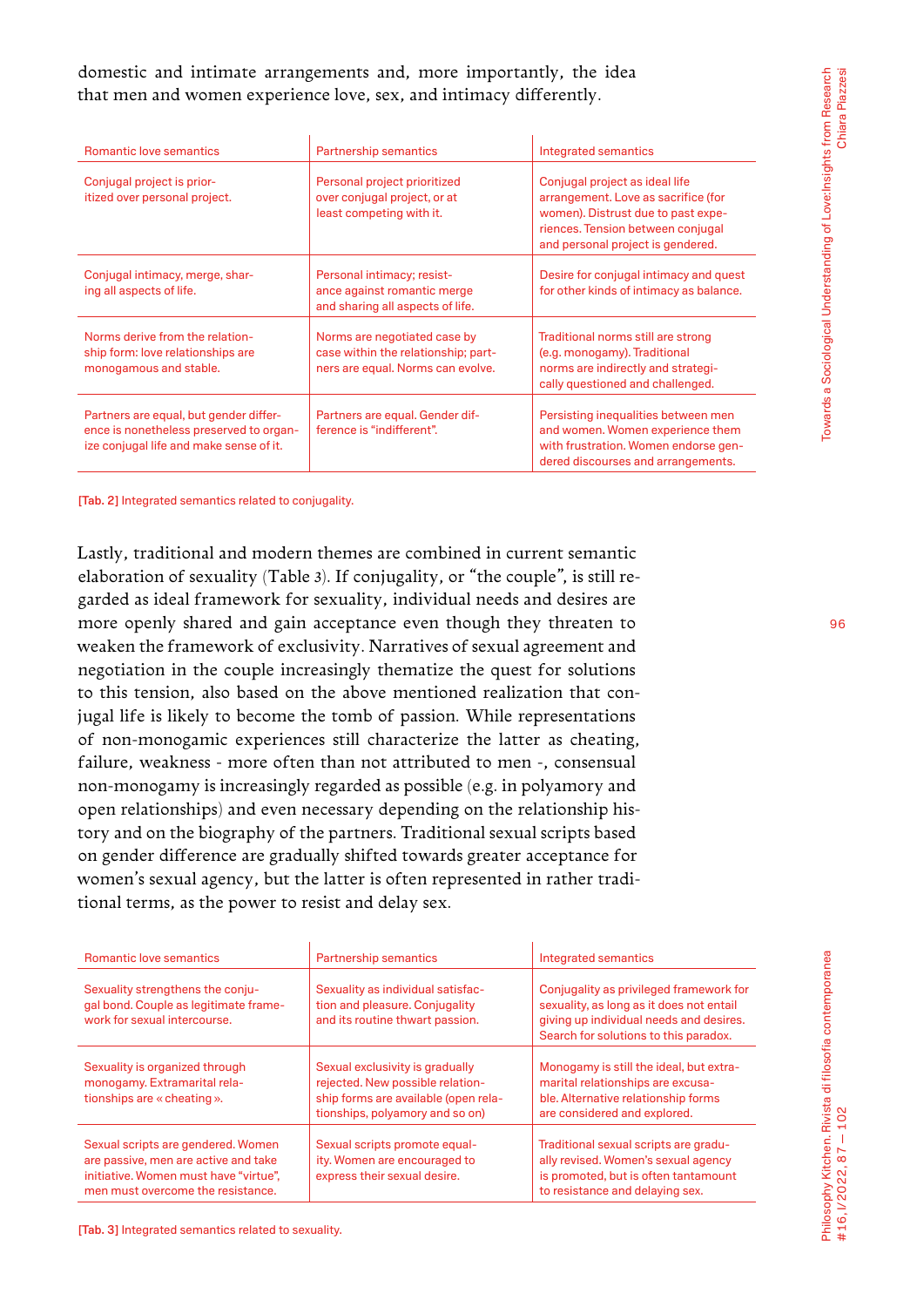domestic and intimate arrangements and, more importantly, the idea that men and women experience love, sex, and intimacy differently.

| Romantic love semantics | Partnership semantics | Integrated semantics |
|---|---|---|
| Conjugal project is prioritized over personal project. | Personal project prioritized over conjugal project, or at least competing with it. | Conjugal project as ideal life arrangement. Love as sacrifice (for women). Distrust due to past experiences. Tension between conjugal and personal project is gendered. |
| Conjugal intimacy, merge, sharing all aspects of life. | Personal intimacy; resistance against romantic merge and sharing all aspects of life. | Desire for conjugal intimacy and quest for other kinds of intimacy as balance. |
| Norms derive from the relationship form: love relationships are monogamous and stable. | Norms are negotiated case by case within the relationship; partners are equal. Norms can evolve. | Traditional norms still are strong (e.g. monogamy). Traditional norms are indirectly and strategically questioned and challenged. |
| Partners are equal, but gender difference is nonetheless preserved to organize conjugal life and make sense of it. | Partners are equal. Gender difference is "indifferent". | Persisting inequalities between men and women. Women experience them with frustration. Women endorse gendered discourses and arrangements. |

**[Tab. 2]** Integrated semantics related to conjugality.

Lastly, traditional and modern themes are combined in current semantic elaboration of sexuality (Table 3). If conjugality, or "the couple", is still regarded as ideal framework for sexuality, individual needs and desires are more openly shared and gain acceptance even though they threaten to weaken the framework of exclusivity. Narratives of sexual agreement and negotiation in the couple increasingly thematize the quest for solutions to this tension, also based on the above mentioned realization that conjugal life is likely to become the tomb of passion. While representations of non-monogamic experiences still characterize the latter as cheating, failure, weakness - more often than not attributed to men -, consensual non-monogamy is increasingly regarded as possible (e.g. in polyamory and open relationships) and even necessary depending on the relationship history and on the biography of the partners. Traditional sexual scripts based on gender difference are gradually shifted towards greater acceptance for women's sexual agency, but the latter is often represented in rather traditional terms, as the power to resist and delay sex.

| Romantic love semantics | Partnership semantics | Integrated semantics |
|---|---|---|
| Sexuality strengthens the conjugal bond. Couple as legitimate framework for sexual intercourse. | Sexuality as individual satisfaction and pleasure. Conjugality and its routine thwart passion. | Conjugality as privileged framework for sexuality, as long as it does not entail giving up individual needs and desires. Search for solutions to this paradox. |
| Sexuality is organized through monogamy. Extramarital relationships are « cheating ». | Sexual exclusivity is gradually rejected. New possible relationship forms are available (open relationships, polyamory and so on) | Monogamy is still the ideal, but extramarital relationships are excusable. Alternative relationship forms are considered and explored. |
| Sexual scripts are gendered. Women are passive, men are active and take initiative. Women must have "virtue", men must overcome the resistance. | Sexual scripts promote equality. Women are encouraged to express their sexual desire. | Traditional sexual scripts are gradually revised. Women's sexual agency is promoted, but is often tantamount to resistance and delaying sex. |

**[Tab. 3]** Integrated semantics related to sexuality.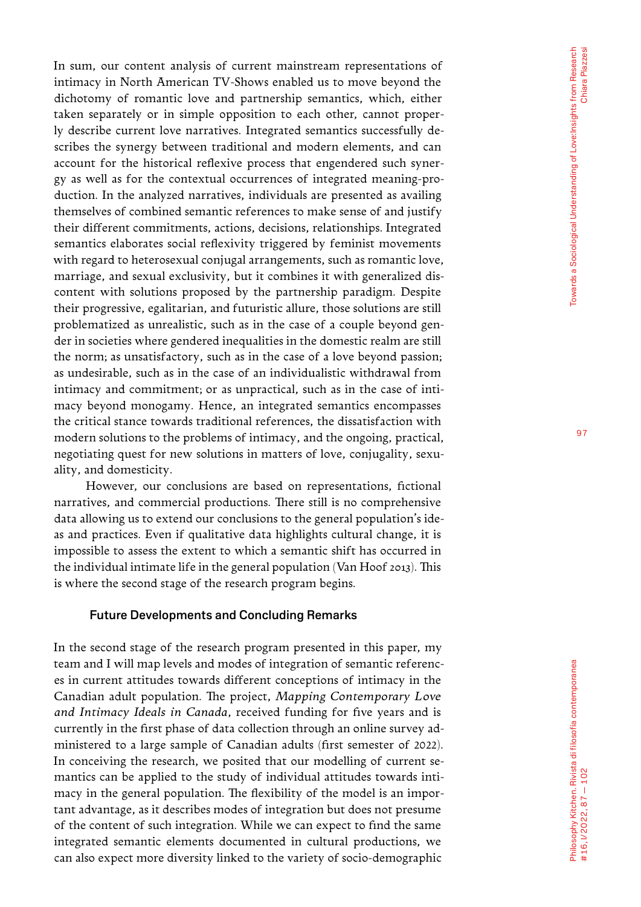In sum, our content analysis of current mainstream representations of intimacy in North American TV-Shows enabled us to move beyond the dichotomy of romantic love and partnership semantics, which, either taken separately or in simple opposition to each other, cannot properly describe current love narratives. Integrated semantics successfully describes the synergy between traditional and modern elements, and can account for the historical reflexive process that engendered such synergy as well as for the contextual occurrences of integrated meaning-production. In the analyzed narratives, individuals are presented as availing themselves of combined semantic references to make sense of and justify their different commitments, actions, decisions, relationships. Integrated semantics elaborates social reflexivity triggered by feminist movements with regard to heterosexual conjugal arrangements, such as romantic love, marriage, and sexual exclusivity, but it combines it with generalized discontent with solutions proposed by the partnership paradigm. Despite their progressive, egalitarian, and futuristic allure, those solutions are still problematized as unrealistic, such as in the case of a couple beyond gender in societies where gendered inequalities in the domestic realm are still the norm; as unsatisfactory, such as in the case of a love beyond passion; as undesirable, such as in the case of an individualistic withdrawal from intimacy and commitment; or as unpractical, such as in the case of intimacy beyond monogamy. Hence, an integrated semantics encompasses the critical stance towards traditional references, the dissatisfaction with modern solutions to the problems of intimacy, and the ongoing, practical, negotiating quest for new solutions in matters of love, conjugality, sexuality, and domesticity.

However, our conclusions are based on representations, fictional narratives, and commercial productions. There still is no comprehensive data allowing us to extend our conclusions to the general population's ideas and practices. Even if qualitative data highlights cultural change, it is impossible to assess the extent to which a semantic shift has occurred in the individual intimate life in the general population (Van Hoof 2013). This is where the second stage of the research program begins.

## Future Developments and Concluding Remarks

In the second stage of the research program presented in this paper, my team and I will map levels and modes of integration of semantic references in current attitudes towards different conceptions of intimacy in the Canadian adult population. The project, *Mapping Contemporary Love and Intimacy Ideals in Canada*, received funding for five years and is currently in the first phase of data collection through an online survey administered to a large sample of Canadian adults (first semester of 2022). In conceiving the research, we posited that our modelling of current semantics can be applied to the study of individual attitudes towards intimacy in the general population. The flexibility of the model is an important advantage, as it describes modes of integration but does not presume of the content of such integration. While we can expect to find the same integrated semantic elements documented in cultural productions, we can also expect more diversity linked to the variety of socio-demographic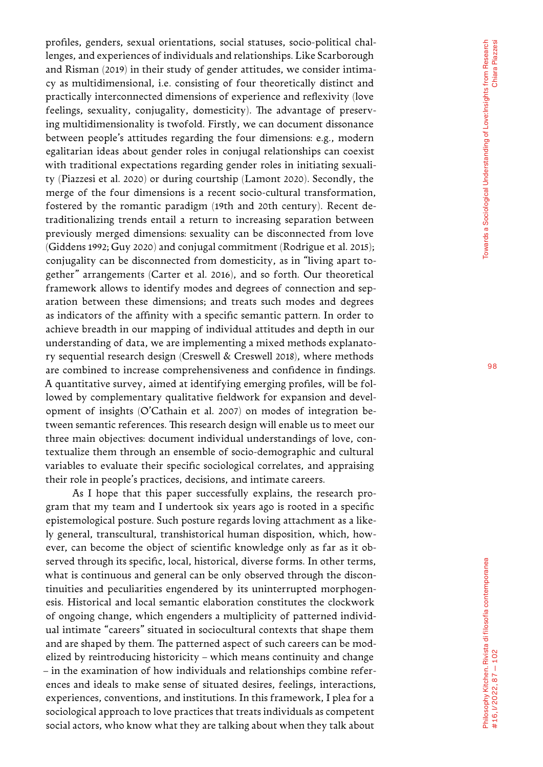profiles, genders, sexual orientations, social statuses, socio-political challenges, and experiences of individuals and relationships. Like Scarborough and Risman (2019) in their study of gender attitudes, we consider intimacy as multidimensional, i.e. consisting of four theoretically distinct and practically interconnected dimensions of experience and reflexivity (love feelings, sexuality, conjugality, domesticity). The advantage of preserving multidimensionality is twofold. Firstly, we can document dissonance between people's attitudes regarding the four dimensions: e.g., modern egalitarian ideas about gender roles in conjugal relationships can coexist with traditional expectations regarding gender roles in initiating sexuality (Piazzesi et al. 2020) or during courtship (Lamont 2020). Secondly, the merge of the four dimensions is a recent socio-cultural transformation, fostered by the romantic paradigm (19th and 20th century). Recent detraditionalizing trends entail a return to increasing separation between previously merged dimensions: sexuality can be disconnected from love (Giddens 1992; Guy 2020) and conjugal commitment (Rodrigue et al. 2015); conjugality can be disconnected from domesticity, as in "living apart together" arrangements (Carter et al. 2016), and so forth. Our theoretical framework allows to identify modes and degrees of connection and separation between these dimensions; and treats such modes and degrees as indicators of the affinity with a specific semantic pattern. In order to achieve breadth in our mapping of individual attitudes and depth in our understanding of data, we are implementing a mixed methods explanatory sequential research design (Creswell & Creswell 2018), where methods are combined to increase comprehensiveness and confidence in findings. A quantitative survey, aimed at identifying emerging profiles, will be followed by complementary qualitative fieldwork for expansion and development of insights (O'Cathain et al. 2007) on modes of integration between semantic references. This research design will enable us to meet our three main objectives: document individual understandings of love, contextualize them through an ensemble of socio-demographic and cultural variables to evaluate their specific sociological correlates, and appraising their role in people's practices, decisions, and intimate careers.

As I hope that this paper successfully explains, the research program that my team and I undertook six years ago is rooted in a specific epistemological posture. Such posture regards loving attachment as a likely general, transcultural, transhistorical human disposition, which, however, can become the object of scientific knowledge only as far as it observed through its specific, local, historical, diverse forms. In other terms, what is continuous and general can be only observed through the discontinuities and peculiarities engendered by its uninterrupted morphogenesis. Historical and local semantic elaboration constitutes the clockwork of ongoing change, which engenders a multiplicity of patterned individual intimate "careers" situated in sociocultural contexts that shape them and are shaped by them. The patterned aspect of such careers can be modelized by reintroducing historicity – which means continuity and change – in the examination of how individuals and relationships combine references and ideals to make sense of situated desires, feelings, interactions, experiences, conventions, and institutions. In this framework, I plea for a sociological approach to love practices that treats individuals as competent social actors, who know what they are talking about when they talk about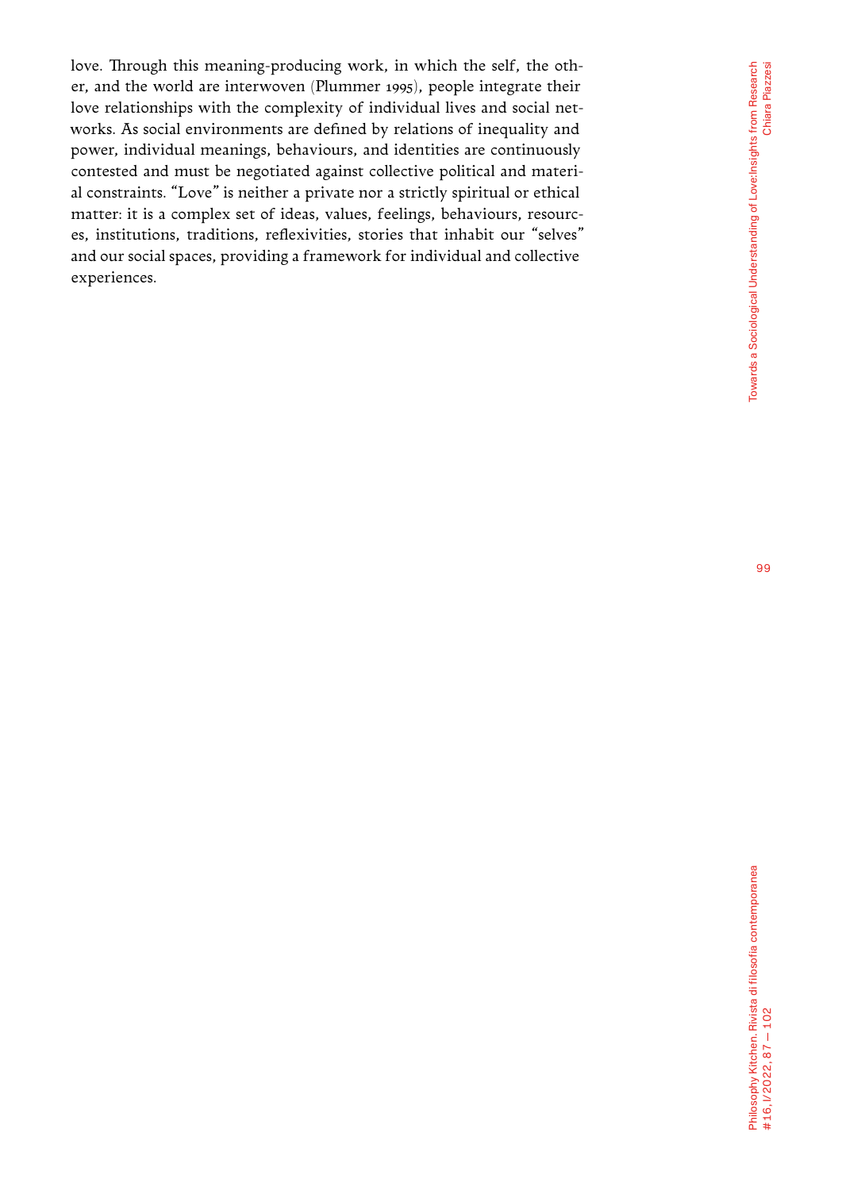love. Through this meaning-producing work, in which the self, the other, and the world are interwoven (Plummer 1995), people integrate their love relationships with the complexity of individual lives and social networks. As social environments are defined by relations of inequality and power, individual meanings, behaviours, and identities are continuously contested and must be negotiated against collective political and material constraints. "Love" is neither a private nor a strictly spiritual or ethical matter: it is a complex set of ideas, values, feelings, behaviours, resources, institutions, traditions, reflexivities, stories that inhabit our "selves" and our social spaces, providing a framework for individual and collective experiences.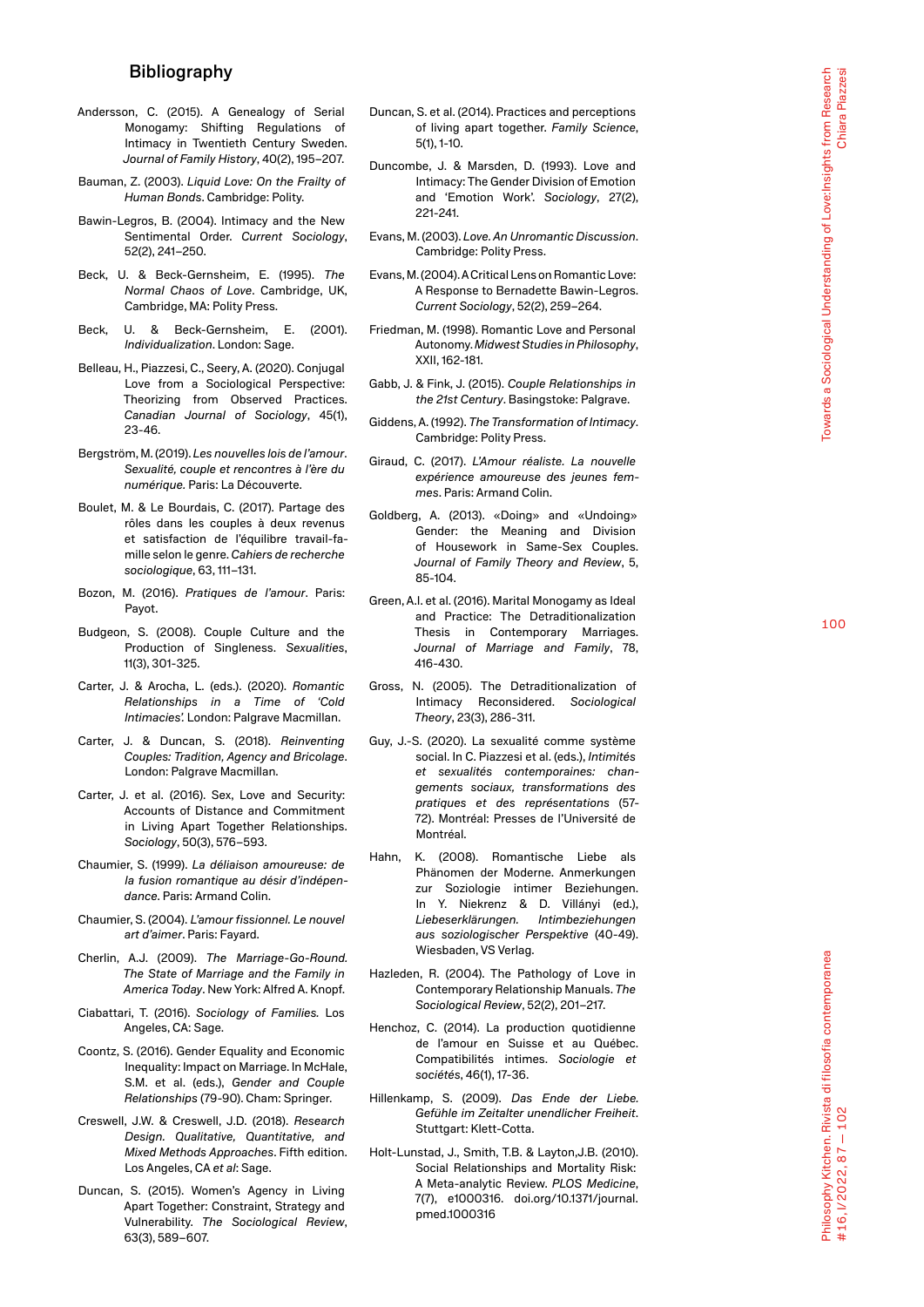## Bibliography

Andersson, C. (2015). A Genealogy of Serial Monogamy: Shifting Regulations of Intimacy in Twentieth Century Sweden. *Journal of Family History*, 40(2), 195–207.

Bauman, Z. (2003). *Liquid Love: On the Frailty of Human Bonds*. Cambridge: Polity.

Bawin-Legros, B. (2004). Intimacy and the New Sentimental Order. *Current Sociology*, 52(2), 241–250.

Beck, U. & Beck-Gernsheim, E. (1995). *The Normal Chaos of Love*. Cambridge, UK, Cambridge, MA: Polity Press.

Beck, U. & Beck-Gernsheim, E. (2001). *Individualization*. London: Sage.

Belleau, H., Piazzesi, C., Seery, A. (2020). Conjugal Love from a Sociological Perspective: Theorizing from Observed Practices. *Canadian Journal of Sociology*, 45(1), 23-46.

Bergström, M. (2019). *Les nouvelles lois de l'amour. Sexualité, couple et rencontres à l'ère du numérique*. Paris: La Découverte.

Boulet, M. & Le Bourdais, C. (2017). Partage des rôles dans les couples à deux revenus et satisfaction de l'équilibre travail-famille selon le genre. *Cahiers de recherche sociologique*, 63, 111–131.

Bozon, M. (2016). *Pratiques de l'amour*. Paris: Payot.

Budgeon, S. (2008). Couple Culture and the Production of Singleness. *Sexualities*, 11(3), 301-325.

Carter, J. & Arocha, L. (eds.). (2020). *Romantic Relationships in a Time of 'Cold Intimacies'*. London: Palgrave Macmillan.

Carter, J. & Duncan, S. (2018). *Reinventing Couples: Tradition, Agency and Bricolage*. London: Palgrave Macmillan.

Carter, J. et al. (2016). Sex, Love and Security: Accounts of Distance and Commitment in Living Apart Together Relationships. *Sociology*, 50(3), 576–593.

Chaumier, S. (1999). *La déliaison amoureuse: de la fusion romantique au désir d'indépendance*. Paris: Armand Colin.

Chaumier, S. (2004). *L'amour fissionnel. Le nouvel art d'aimer*. Paris: Fayard.

Cherlin, A.J. (2009). *The Marriage-Go-Round. The State of Marriage and the Family in America Today*. New York: Alfred A. Knopf.

Ciabattari, T. (2016). *Sociology of Families*. Los Angeles, CA: Sage.

Coontz, S. (2016). Gender Equality and Economic Inequality: Impact on Marriage. In McHale, S.M. et al. (eds.), *Gender and Couple Relationships* (79-90). Cham: Springer.

Creswell, J.W. & Creswell, J.D. (2018). *Research Design. Qualitative, Quantitative, and Mixed Methods Approaches*. Fifth edition. Los Angeles, CA *et al*: Sage.

Duncan, S. (2015). Women's Agency in Living Apart Together: Constraint, Strategy and Vulnerability. *The Sociological Review*, 63(3), 589–607.

Duncan, S. et al. (2014). Practices and perceptions of living apart together. *Family Science*, 5(1), 1-10.

Duncombe, J. & Marsden, D. (1993). Love and Intimacy: The Gender Division of Emotion and 'Emotion Work'. *Sociology*, 27(2), 221-241.

Evans, M. (2003). *Love. An Unromantic Discussion*. Cambridge: Polity Press.

Evans, M. (2004). A Critical Lens on Romantic Love: A Response to Bernadette Bawin-Legros. *Current Sociology*, 52(2), 259–264.

Friedman, M. (1998). Romantic Love and Personal Autonomy. *Midwest Studies in Philosophy*, XXII, 162-181.

Gabb, J. & Fink, J. (2015). *Couple Relationships in the 21st Century*. Basingstoke: Palgrave.

Giddens, A. (1992). *The Transformation of Intimacy*. Cambridge: Polity Press.

Giraud, C. (2017). *L'Amour réaliste. La nouvelle expérience amoureuse des jeunes femmes*. Paris: Armand Colin.

Goldberg, A. (2013). «Doing» and «Undoing» Gender: the Meaning and Division of Housework in Same-Sex Couples. *Journal of Family Theory and Review*, 5, 85-104.

Green, A.I. et al. (2016). Marital Monogamy as Ideal and Practice: The Detraditionalization Thesis in Contemporary Marriages. *Journal of Marriage and Family*, 78, 416-430.

Gross, N. (2005). The Detraditionalization of Intimacy Reconsidered. *Sociological Theory*, 23(3), 286-311.

Guy, J.-S. (2020). La sexualité comme système social. In C. Piazzesi et al. (eds.), *Intimités et sexualités contemporaines: changements sociaux, transformations des pratiques et des représentations* (57-72). Montréal: Presses de l'Université de Montréal.

Hahn, K. (2008). Romantische Liebe als Phänomen der Moderne. Anmerkungen zur Soziologie intimer Beziehungen. In Y. Niekrenz & D. Villányi (ed.), *Liebeserklärungen. Intimbeziehungen aus soziologischer Perspektive* (40-49). Wiesbaden, VS Verlag.

Hazleden, R. (2004). The Pathology of Love in Contemporary Relationship Manuals. *The Sociological Review*, 52(2), 201–217.

Henchoz, C. (2014). La production quotidienne de l'amour en Suisse et au Québec. Compatibilités intimes. *Sociologie et sociétés*, 46(1), 17-36.

Hillenkamp, S. (2009). *Das Ende der Liebe. Gefühle im Zeitalter unendlicher Freiheit*. Stuttgart: Klett-Cotta.

Holt-Lunstad, J., Smith, T.B. & Layton,J.B. (2010). Social Relationships and Mortality Risk: A Meta-analytic Review. *PLOS Medicine*, 7(7), e1000316. doi.org/10.1371/journal.pmed.1000316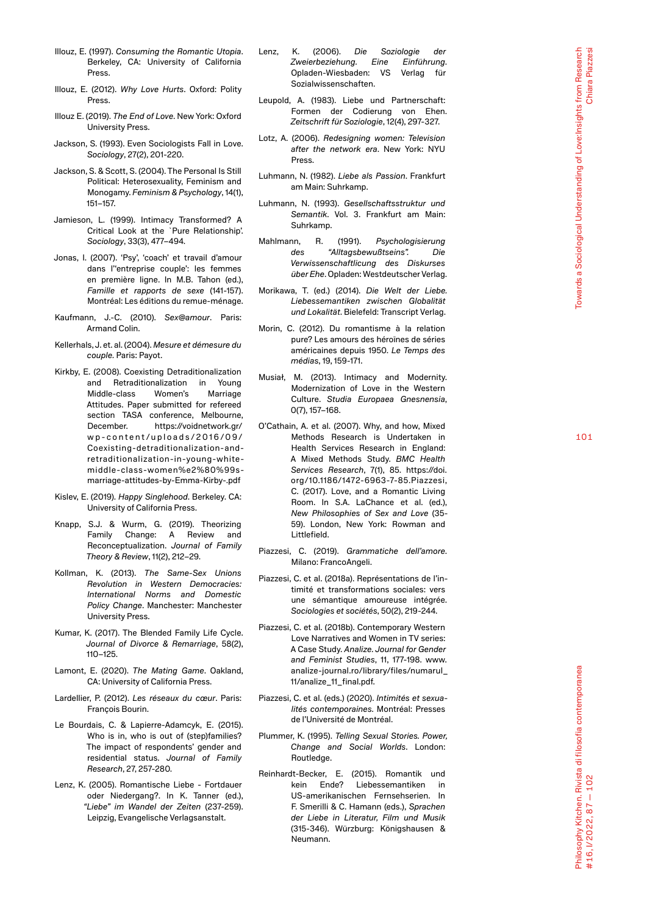Illouz, E. (1997). *Consuming the Romantic Utopia*. Berkeley, CA: University of California Press.

Illouz, E. (2012). *Why Love Hurts*. Oxford: Polity Press.

Illouz E. (2019). *The End of Love*. New York: Oxford University Press.

Jackson, S. (1993). Even Sociologists Fall in Love. *Sociology*, 27(2), 201-220.

Jackson, S. & Scott, S. (2004). The Personal Is Still Political: Heterosexuality, Feminism and Monogamy. *Feminism & Psychology*, 14(1), 151–157.

Jamieson, L. (1999). Intimacy Transformed? A Critical Look at the `Pure Relationship'. *Sociology*, 33(3), 477–494.

Jonas, I. (2007). 'Psy', 'coach' et travail d'amour dans l''entreprise couple': les femmes en première ligne. In M.B. Tahon (ed.), *Famille et rapports de sexe* (141-157). Montréal: Les éditions du remue-ménage.

Kaufmann, J.-C. (2010). *Sex@amour*. Paris: Armand Colin.

Kellerhals, J. et. al. (2004). *Mesure et démesure du couple*. Paris: Payot.

Kirkby, E. (2008). Coexisting Detraditionalization and Retraditionalization in Young Middle-class Women's Marriage Attitudes. Paper submitted for refereed section TASA conference, Melbourne, December. https://voidnetwork.gr/wp-content/uploads/2016/09/Coexisting-detraditionalization-and-retraditionalization-in-young-white-middle-class-women%e2%80%99s-marriage-attitudes-by-Emma-Kirby-.pdf

Kislev, E. (2019). *Happy Singlehood*. Berkeley. CA: University of California Press.

Knapp, S.J. & Wurm, G. (2019). Theorizing Family Change: A Review and Reconceptualization. *Journal of Family Theory & Review*, 11(2), 212–29.

Kollman, K. (2013). *The Same-Sex Unions Revolution in Western Democracies: International Norms and Domestic Policy Change*. Manchester: Manchester University Press.

Kumar, K. (2017). The Blended Family Life Cycle. *Journal of Divorce & Remarriage*, 58(2), 110–125.

Lamont, E. (2020). *The Mating Game*. Oakland, CA: University of California Press.

Lardellier, P. (2012). *Les réseaux du cœur*. Paris: François Bourin.

Le Bourdais, C. & Lapierre-Adamcyk, E. (2015). Who is in, who is out of (step)families? The impact of respondents' gender and residential status. *Journal of Family Research*, 27, 257-280.

Lenz, K. (2005). Romantische Liebe - Fortdauer oder Niedergang?. In K. Tanner (ed.), *"Liebe" im Wandel der Zeiten* (237-259). Leipzig, Evangelische Verlagsanstalt.

Lenz, K. (2006). *Die Soziologie der Zweierbeziehung. Eine Einführung*. Opladen-Wiesbaden: VS Verlag für Sozialwissenschaften.

Leupold, A. (1983). Liebe und Partnerschaft: Formen der Codierung von Ehen. *Zeitschrift für Soziologie*, 12(4), 297-327.

Lotz, A. (2006). *Redesigning women: Television after the network era*. New York: NYU Press.

Luhmann, N. (1982). *Liebe als Passion*. Frankfurt am Main: Suhrkamp.

Luhmann, N. (1993). *Gesellschaftsstruktur und Semantik*. Vol. 3. Frankfurt am Main: Suhrkamp.

Mahlmann, R. (1991). *Psychologisierung des "Alltagsbewußtseins". Die Verwissenschaftlicung des Diskurses über Ehe*. Opladen: Westdeutscher Verlag.

Morikawa, T. (ed.) (2014). *Die Welt der Liebe. Liebessemantiken zwischen Globalität und Lokalität*. Bielefeld: Transcript Verlag.

Morin, C. (2012). Du romantisme à la relation pure? Les amours des héroïnes de séries américaines depuis 1950. *Le Temps des médias*, 19, 159-171.

Musiał, M. (2013). Intimacy and Modernity. Modernization of Love in the Western Culture. *Studia Europaea Gnesnensia*, 0(7), 157–168.

O'Cathain, A. et al. (2007). Why, and how, Mixed Methods Research is Undertaken in Health Services Research in England: A Mixed Methods Study. *BMC Health Services Research*, 7(1), 85. https://doi.org/10.1186/1472-6963-7-85.Piazzesi, C. (2017). Love, and a Romantic Living Room. In S.A. LaChance et al. (ed.), *New Philosophies of Sex and Love* (35-59). London, New York: Rowman and Littlefield.

Piazzesi, C. (2019). *Grammatiche dell'amore*. Milano: FrancoAngeli.

Piazzesi, C. et al. (2018a). Représentations de l'intimité et transformations sociales: vers une sémantique amoureuse intégrée. *Sociologies et sociétés*, 50(2), 219-244.

Piazzesi, C. et al. (2018b). Contemporary Western Love Narratives and Women in TV series: A Case Study. *Analize. Journal for Gender and Feminist Studies*, 11, 177-198. www.analize-journal.ro/library/files/numarul_11/analize_11_final.pdf.

Piazzesi, C. et al. (eds.) (2020). *Intimités et sexualités contemporaines*. Montréal: Presses de l'Université de Montréal.

Plummer, K. (1995). *Telling Sexual Stories. Power, Change and Social Worlds*. London: Routledge.

Reinhardt-Becker, E. (2015). Romantik und kein Ende? Liebessemantiken in US-amerikanischen Fernsehserien. In F. Smerilli & C. Hamann (eds.), *Sprachen der Liebe in Literatur, Film und Musik* (315-346). Würzburg: Königshausen & Neumann.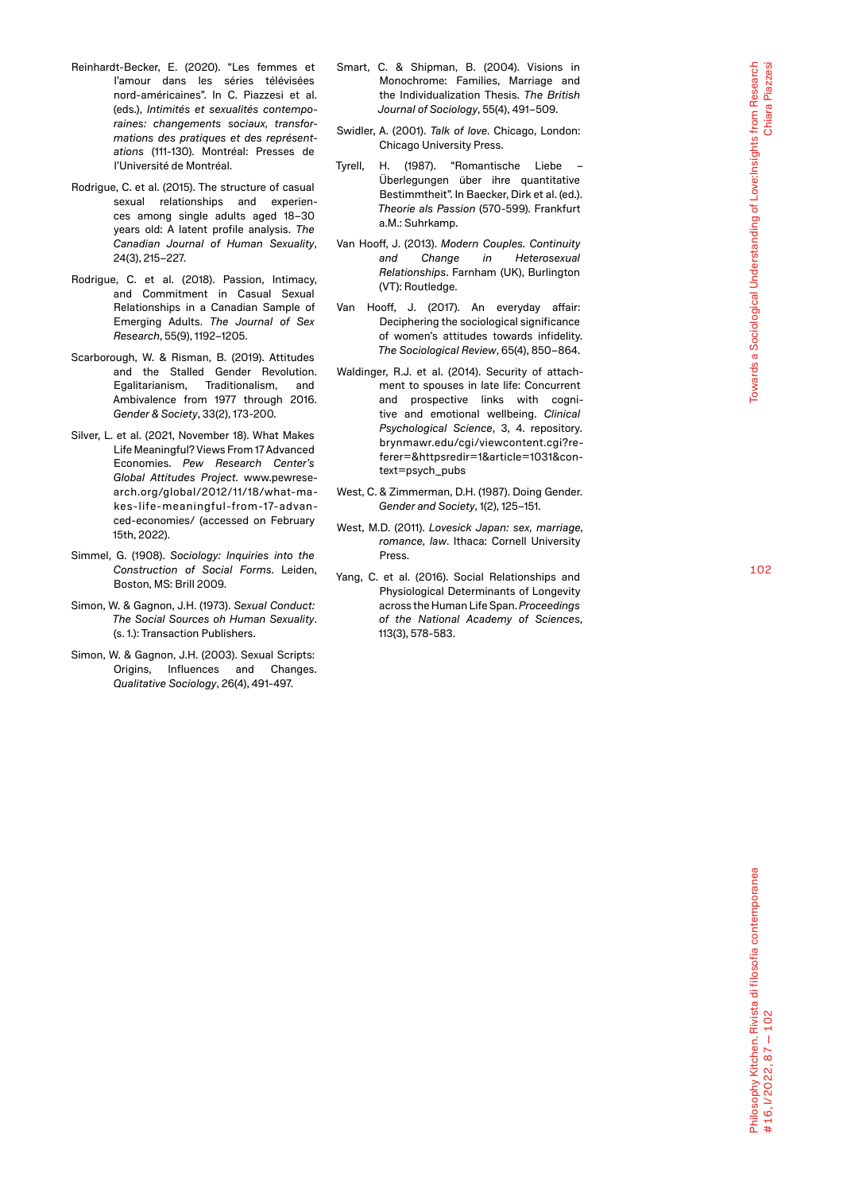Reinhardt-Becker, E. (2020). "Les femmes et l'amour dans les séries télévisées nord-américaines". In C. Piazzesi et al. (eds.), *Intimités et sexualités contemporaines: changements sociaux, transformations des pratiques et des représentations* (111-130). Montréal: Presses de l'Université de Montréal.

Rodrigue, C. et al. (2015). The structure of casual sexual relationships and experiences among single adults aged 18–30 years old: A latent profile analysis. *The Canadian Journal of Human Sexuality*, 24(3), 215–227.

Rodrigue, C. et al. (2018). Passion, Intimacy, and Commitment in Casual Sexual Relationships in a Canadian Sample of Emerging Adults. *The Journal of Sex Research*, 55(9), 1192–1205.

Scarborough, W. & Risman, B. (2019). Attitudes and the Stalled Gender Revolution. Egalitarianism, Traditionalism, and Ambivalence from 1977 through 2016. *Gender & Society*, 33(2), 173-200.

Silver, L. et al. (2021, November 18). What Makes Life Meaningful? Views From 17 Advanced Economies. *Pew Research Center's Global Attitudes Project.* www.pewresearch.org/global/2012/11/18/what-makes-life-meaningful-from-17-advanced-economies/ (accessed on February 15th, 2022).

Simmel, G. (1908). *Sociology: Inquiries into the Construction of Social Forms*. Leiden, Boston, MS: Brill 2009.

Simon, W. & Gagnon, J.H. (1973). *Sexual Conduct: The Social Sources oh Human Sexuality*. (s. 1.): Transaction Publishers.

Simon, W. & Gagnon, J.H. (2003). Sexual Scripts: Origins, Influences and Changes. *Qualitative Sociology*, 26(4), 491-497.

Smart, C. & Shipman, B. (2004). Visions in Monochrome: Families, Marriage and the Individualization Thesis. *The British Journal of Sociology*, 55(4), 491–509.

Swidler, A. (2001). *Talk of love*. Chicago, London: Chicago University Press.

Tyrell, H. (1987). "Romantische Liebe – Überlegungen über ihre quantitative Bestimmtheit". In Baecker, Dirk et al. (ed.). *Theorie als Passion* (570-599). Frankfurt a.M.: Suhrkamp.

Van Hooff, J. (2013). *Modern Couples. Continuity and Change in Heterosexual Relationships*. Farnham (UK), Burlington (VT): Routledge.

Van Hooff, J. (2017). An everyday affair: Deciphering the sociological significance of women's attitudes towards infidelity. *The Sociological Review*, 65(4), 850–864.

Waldinger, R.J. et al. (2014). Security of attachment to spouses in late life: Concurrent and prospective links with cognitive and emotional wellbeing. *Clinical Psychological Science*, 3, 4. repository.brynmawr.edu/cgi/viewcontent.cgi?referer=&httpsredir=1&article=1031&context=psych_pubs

West, C. & Zimmerman, D.H. (1987). Doing Gender. *Gender and Society*, 1(2), 125–151.

West, M.D. (2011). *Lovesick Japan: sex, marriage, romance, law*. Ithaca: Cornell University Press.

Yang, C. et al. (2016). Social Relationships and Physiological Determinants of Longevity across the Human Life Span. *Proceedings of the National Academy of Sciences*, 113(3), 578-583.